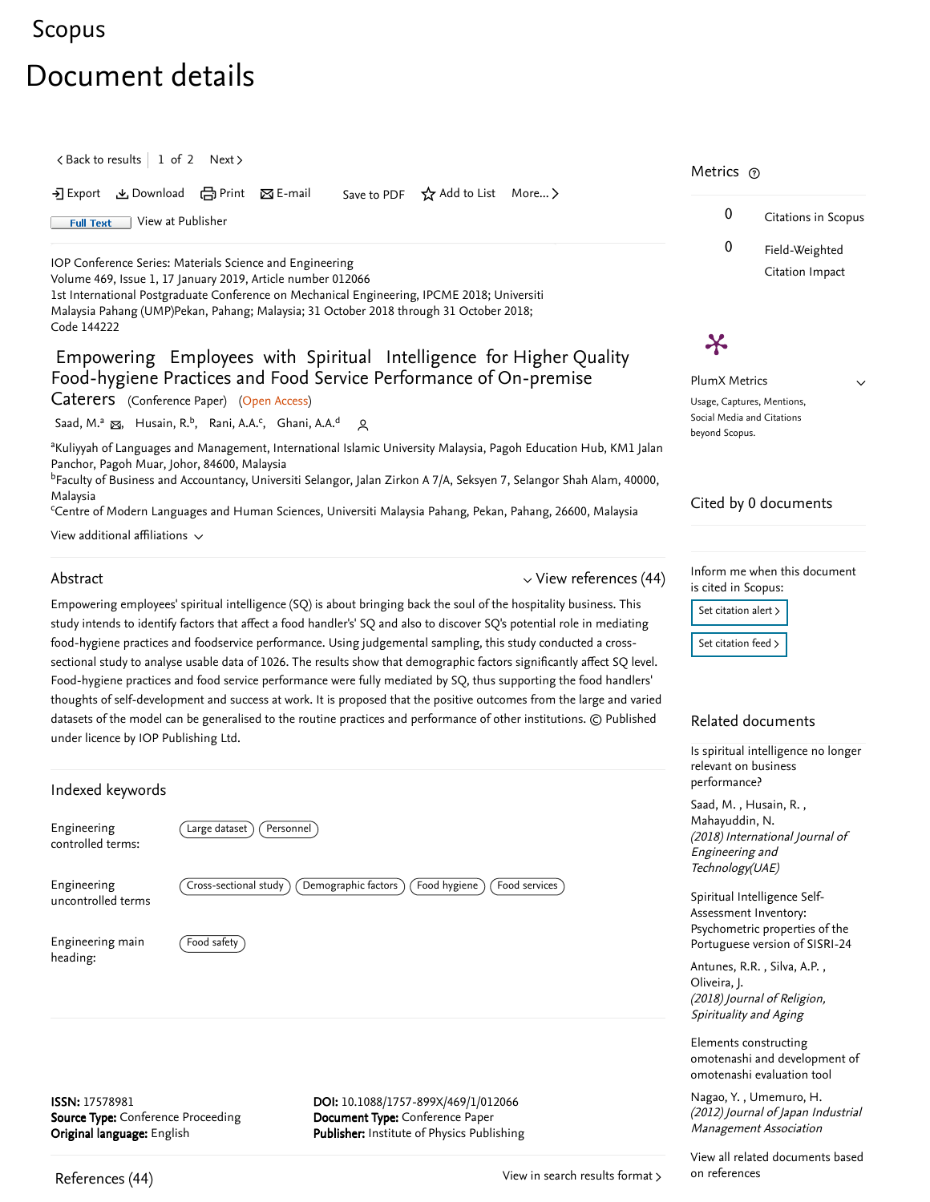Scopus

# Document details

< Back to results | 1 of 2 Next >

Export Download Print E-mail Save to PDF Add to List More... >

Full Text View at Publisher

IOP Conference Series: Materials Science and Engineering
Volume 469, Issue 1, 17 January 2019, Article number 012066
1st International Postgraduate Conference on Mechanical Engineering, IPCME 2018; Universiti Malaysia Pahang (UMP)Pekan, Pahang; Malaysia; 31 October 2018 through 31 October 2018;
Code 144222

## Empowering Employees with Spiritual Intelligence for Higher Quality Food-hygiene Practices and Food Service Performance of On-premise Caterers (Conference Paper) (Open Access)

Saad, M.[a], Husain, R.[b], Rani, A.A.[c], Ghani, A.A.[d]

[a]Kuliyyah of Languages and Management, International Islamic University Malaysia, Pagoh Education Hub, KM1 Jalan Panchor, Pagoh Muar, Johor, 84600, Malaysia
[b]Faculty of Business and Accountancy, Universiti Selangor, Jalan Zirkon A 7/A, Seksyen 7, Selangor Shah Alam, 40000, Malaysia
[c]Centre of Modern Languages and Human Sciences, Universiti Malaysia Pahang, Pekan, Pahang, 26600, Malaysia

View additional affiliations

### Abstract

View references (44)

Empowering employees' spiritual intelligence (SQ) is about bringing back the soul of the hospitality business. This study intends to identify factors that affect a food handler's' SQ and also to discover SQ's potential role in mediating food-hygiene practices and foodservice performance. Using judgemental sampling, this study conducted a cross-sectional study to analyse usable data of 1026. The results show that demographic factors significantly affect SQ level. Food-hygiene practices and food service performance were fully mediated by SQ, thus supporting the food handlers' thoughts of self-development and success at work. It is proposed that the positive outcomes from the large and varied datasets of the model can be generalised to the routine practices and performance of other institutions. © Published under licence by IOP Publishing Ltd.

### Indexed keywords

| | |
|---|---|
| Engineering controlled terms: | Large dataset; Personnel |
| Engineering uncontrolled terms | Cross-sectional study; Demographic factors; Food hygiene; Food services |
| Engineering main heading: | Food safety |

**ISSN:** 17578981
**Source Type:** Conference Proceeding
**Original language:** English

**DOI:** 10.1088/1757-899X/469/1/012066
**Document Type:** Conference Paper
**Publisher:** Institute of Physics Publishing

### References (44)

View in search results format >

### Metrics

0 Citations in Scopus

0 Field-Weighted Citation Impact

PlumX Metrics
Usage, Captures, Mentions, Social Media and Citations beyond Scopus.

### Cited by 0 documents

Inform me when this document is cited in Scopus:

Set citation alert >

Set citation feed >

### Related documents

Is spiritual intelligence no longer relevant on business performance?
Saad, M. , Husain, R. , Mahayuddin, N.
*(2018) International Journal of Engineering and Technology(UAE)*

Spiritual Intelligence Self-Assessment Inventory: Psychometric properties of the Portuguese version of SISRI-24
Antunes, R.R. , Silva, A.P. , Oliveira, J.
*(2018) Journal of Religion, Spirituality and Aging*

Elements constructing omotenashi and development of omotenashi evaluation tool
Nagao, Y. , Umemuro, H.
*(2012) Journal of Japan Industrial Management Association*

View all related documents based on references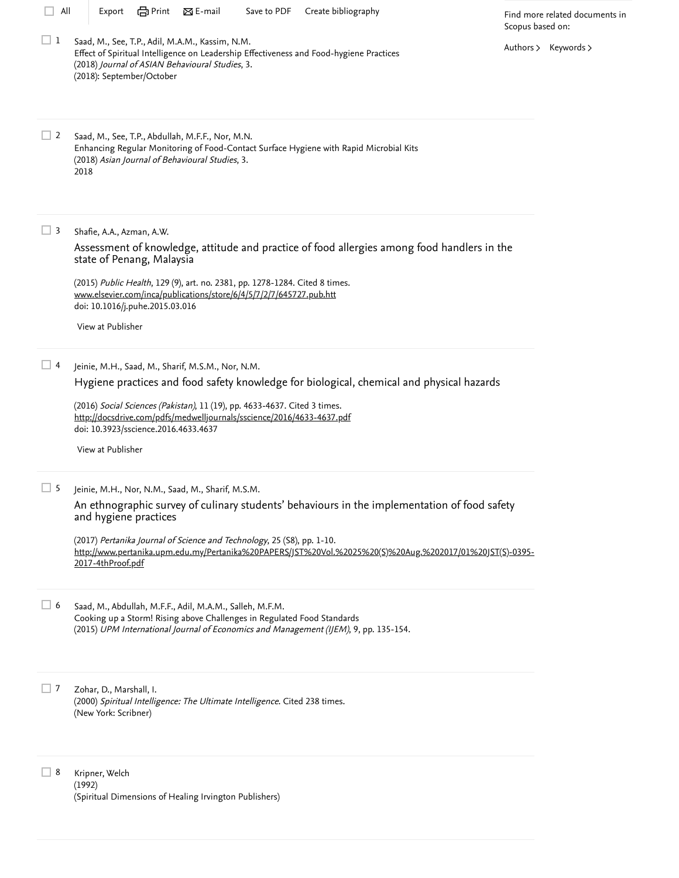All | Export | Print | E-mail | Save to PDF | Create bibliography

Find more related documents in Scopus based on:

Authors > Keywords >

1 Saad, M., See, T.P., Adil, M.A.M., Kassim, N.M.
Effect of Spiritual Intelligence on Leadership Effectiveness and Food-hygiene Practices
(2018) *Journal of ASIAN Behavioural Studies*, 3.
(2018): September/October

2 Saad, M., See, T.P., Abdullah, M.F.F., Nor, M.N.
Enhancing Regular Monitoring of Food-Contact Surface Hygiene with Rapid Microbial Kits
(2018) *Asian Journal of Behavioural Studies*, 3.
2018

3 Shafie, A.A., Azman, A.W.
Assessment of knowledge, attitude and practice of food allergies among food handlers in the state of Penang, Malaysia

(2015) *Public Health*, 129 (9), art. no. 2381, pp. 1278-1284. Cited 8 times.
www.elsevier.com/inca/publications/store/6/4/5/7/2/7/645727.pub.htt
doi: 10.1016/j.puhe.2015.03.016

View at Publisher

4 Jeinie, M.H., Saad, M., Sharif, M.S.M., Nor, N.M.
Hygiene practices and food safety knowledge for biological, chemical and physical hazards

(2016) *Social Sciences (Pakistan)*, 11 (19), pp. 4633-4637. Cited 3 times.
http://docsdrive.com/pdfs/medwelljournals/sscience/2016/4633-4637.pdf
doi: 10.3923/sscience.2016.4633.4637

View at Publisher

5 Jeinie, M.H., Nor, N.M., Saad, M., Sharif, M.S.M.
An ethnographic survey of culinary students' behaviours in the implementation of food safety and hygiene practices

(2017) *Pertanika Journal of Science and Technology*, 25 (S8), pp. 1-10.
http://www.pertanika.upm.edu.my/Pertanika%20PAPERS/JST%20Vol.%2025%20(S)%20Aug.%202017/01%20JST(S)-0395-2017-4thProof.pdf

6 Saad, M., Abdullah, M.F.F., Adil, M.A.M., Salleh, M.F.M.
Cooking up a Storm! Rising above Challenges in Regulated Food Standards
(2015) *UPM International Journal of Economics and Management (IJEM)*, 9, pp. 135-154.

7 Zohar, D., Marshall, I.
(2000) *Spiritual Intelligence: The Ultimate Intelligence*. Cited 238 times.
(New York: Scribner)

8 Kripner, Welch
(1992)
(Spiritual Dimensions of Healing Irvington Publishers)